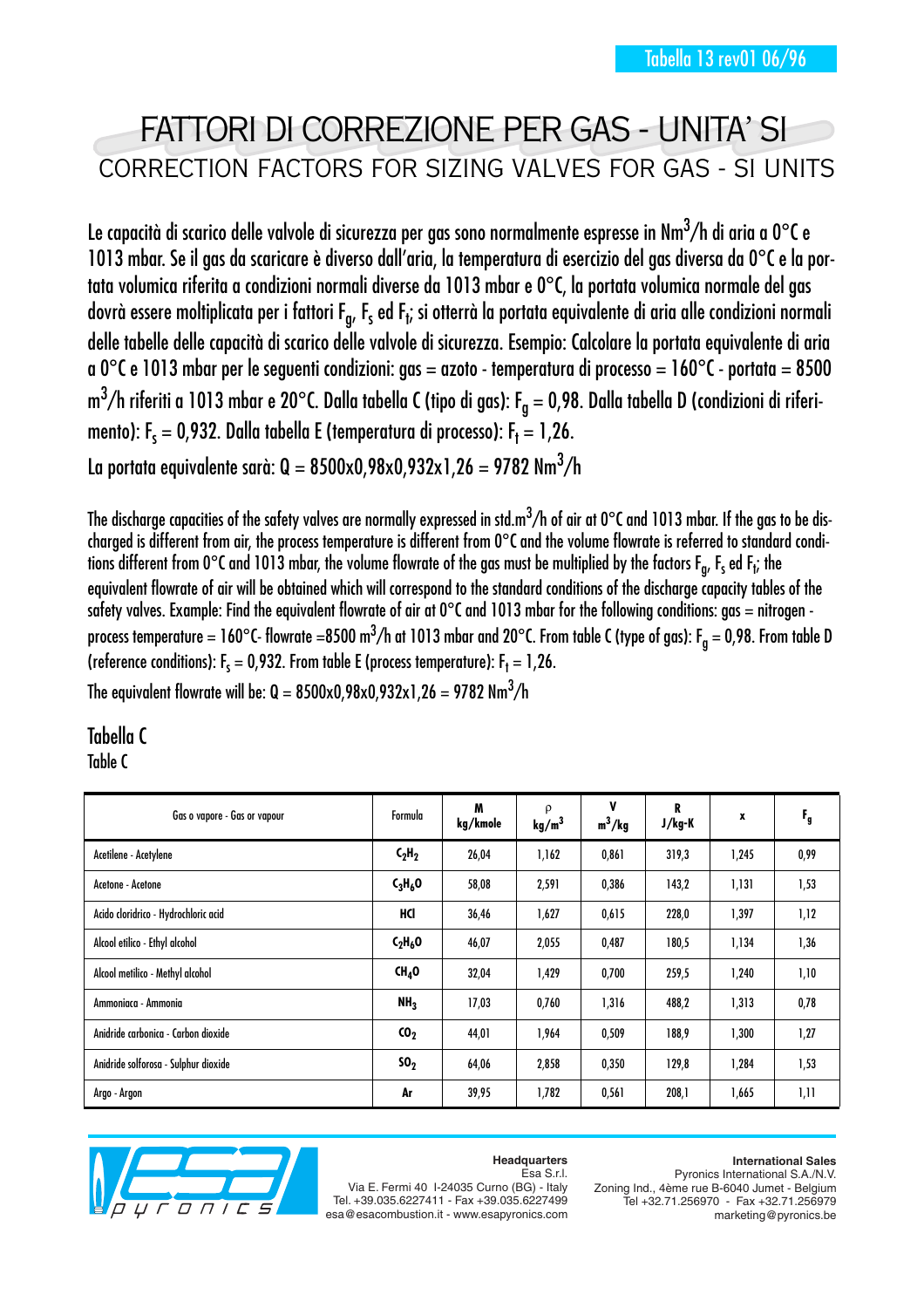# FATTORI DI CORREZIONE PER GAS - UNITA' SI

## CORRECTION FACTORS FOR SIZING VALVES FOR GAS - SI UNITS

Le capacità di scarico delle valvole di sicurezza per gas sono normalmente espresse in $Nm^3/h$ di aria a 0°C e 1013 mbar. Se il gas da scaricare è diverso dall'aria, la temperatura di esercizio del gas diversa da 0°C e la portata volumica riferita a condizioni normali diverse da 1013 mbar e 0°C, la portata volumica normale del gas dovrà essere moltiplicata per i fattori $F_g$, $F_s$ ed $F_t$; si otterrà la portata equivalente di aria alle condizioni normali delle tabelle delle capacità di scarico delle valvole di sicurezza. Esempio: Calcolare la portata equivalente di aria a 0°C e 1013 mbar per le seguenti condizioni: gas = azoto - temperatura di processo = 160°C - portata = 8500 $m^3/h$ riferiti a 1013 mbar e 20°C. Dalla tabella C (tipo di gas): $F_g = 0{,}98$. Dalla tabella D (condizioni di riferimento): $F_s = 0{,}932$. Dalla tabella E (temperatura di processo): $F_t = 1{,}26$.

La portata equivalente sarà: $Q = 8500 \times 0{,}98 \times 0{,}932 \times 1{,}26 = 9782\ Nm^3/h$

The discharge capacities of the safety valves are normally expressed in std.$m^3/h$ of air at 0°C and 1013 mbar. If the gas to be discharged is different from air, the process temperature is different from 0°C and the volume flowrate is referred to standard conditions different from 0°C and 1013 mbar, the volume flowrate of the gas must be multiplied by the factors $F_g$, $F_s$ ed $F_t$; the equivalent flowrate of air will be obtained which will correspond to the standard conditions of the discharge capacity tables of the safety valves. Example: Find the equivalent flowrate of air at 0°C and 1013 mbar for the following conditions: gas = nitrogen - process temperature = 160°C- flowrate =8500 $m^3/h$ at 1013 mbar and 20°C. From table C (type of gas): $F_g = 0{,}98$. From table D (reference conditions): $F_s = 0{,}932$. From table E (process temperature): $F_t = 1{,}26$.

The equivalent flowrate will be: $Q = 8500 \times 0{,}98 \times 0{,}932 \times 1{,}26 = 9782\ Nm^3/h$

### Tabella C
Table C

| Gas o vapore - Gas or vapour | Formula | M kg/kmole | ρ $kg/m^3$ | V $m^3/kg$ | R J/kg-K | x | $F_g$ |
|---|---|---|---|---|---|---|---|
| Acetilene - Acetylene | $C_2H_2$ | 26,04 | 1,162 | 0,861 | 319,3 | 1,245 | 0,99 |
| Acetone - Acetone | $C_3H_6O$ | 58,08 | 2,591 | 0,386 | 143,2 | 1,131 | 1,53 |
| Acido cloridrico - Hydrochloric acid | $HCl$ | 36,46 | 1,627 | 0,615 | 228,0 | 1,397 | 1,12 |
| Alcool etilico - Ethyl alcohol | $C_2H_6O$ | 46,07 | 2,055 | 0,487 | 180,5 | 1,134 | 1,36 |
| Alcool metilico - Methyl alcohol | $CH_4O$ | 32,04 | 1,429 | 0,700 | 259,5 | 1,240 | 1,10 |
| Ammoniaca - Ammonia | $NH_3$ | 17,03 | 0,760 | 1,316 | 488,2 | 1,313 | 0,78 |
| Anidride carbonica - Carbon dioxide | $CO_2$ | 44,01 | 1,964 | 0,509 | 188,9 | 1,300 | 1,27 |
| Anidride solforosa - Sulphur dioxide | $SO_2$ | 64,06 | 2,858 | 0,350 | 129,8 | 1,284 | 1,53 |
| Argo - Argon | $Ar$ | 39,95 | 1,782 | 0,561 | 208,1 | 1,665 | 1,11 |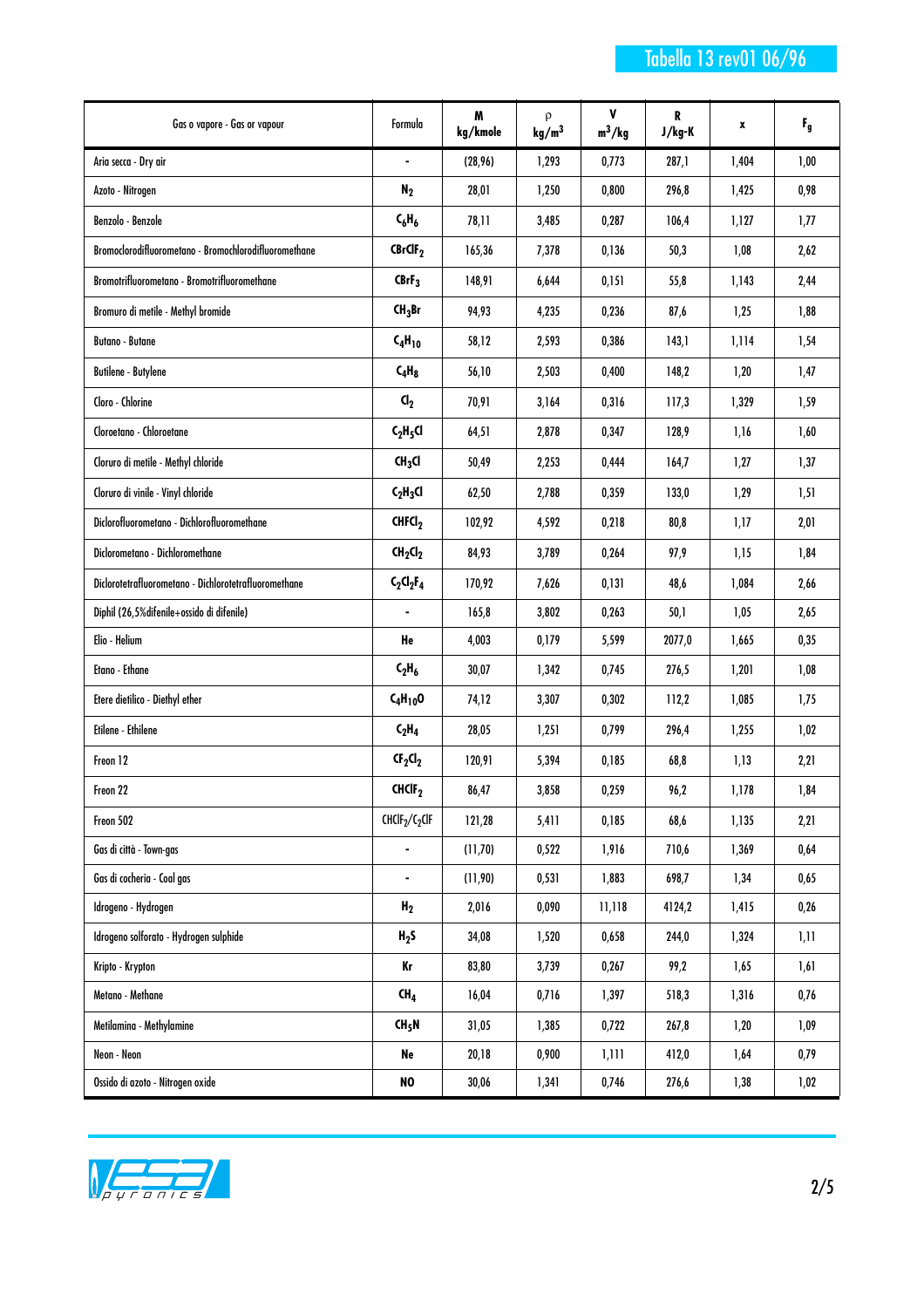# Tabella 13 rev01 06/96

| Gas o vapore - Gas or vapour | Formula | M kg/kmole | ρ kg/m$^3$ | V m$^3$/kg | R J/kg-K | x | $F_g$ |
|---|---|---|---|---|---|---|---|
| Aria secca - Dry air | - | (28,96) | 1,293 | 0,773 | 287,1 | 1,404 | 1,00 |
| Azoto - Nitrogen | $N_2$ | 28,01 | 1,250 | 0,800 | 296,8 | 1,425 | 0,98 |
| Benzolo - Benzole | $C_6H_6$ | 78,11 | 3,485 | 0,287 | 106,4 | 1,127 | 1,77 |
| Bromoclorodifluorometano - Bromochlorodifluoromethane | $CBrClF_2$ | 165,36 | 7,378 | 0,136 | 50,3 | 1,08 | 2,62 |
| Bromotrifluorometano - Bromotrifluoromethane | $CBrF_3$ | 148,91 | 6,644 | 0,151 | 55,8 | 1,143 | 2,44 |
| Bromuro di metile - Methyl bromide | $CH_3Br$ | 94,93 | 4,235 | 0,236 | 87,6 | 1,25 | 1,88 |
| Butano - Butane | $C_4H_{10}$ | 58,12 | 2,593 | 0,386 | 143,1 | 1,114 | 1,54 |
| Butilene - Butylene | $C_4H_8$ | 56,10 | 2,503 | 0,400 | 148,2 | 1,20 | 1,47 |
| Cloro - Chlorine | $Cl_2$ | 70,91 | 3,164 | 0,316 | 117,3 | 1,329 | 1,59 |
| Cloroetano - Chloroetane | $C_2H_5Cl$ | 64,51 | 2,878 | 0,347 | 128,9 | 1,16 | 1,60 |
| Cloruro di metile - Methyl chloride | $CH_3Cl$ | 50,49 | 2,253 | 0,444 | 164,7 | 1,27 | 1,37 |
| Cloruro di vinile - Vinyl chloride | $C_2H_3Cl$ | 62,50 | 2,788 | 0,359 | 133,0 | 1,29 | 1,51 |
| Diclorofluorometano - Dichlorofluoromethane | $CHFCl_2$ | 102,92 | 4,592 | 0,218 | 80,8 | 1,17 | 2,01 |
| Diclorometano - Dichloromethane | $CH_2Cl_2$ | 84,93 | 3,789 | 0,264 | 97,9 | 1,15 | 1,84 |
| Diclorotetrafluorometano - Dichlorotetrafluoromethane | $C_2Cl_2F_4$ | 170,92 | 7,626 | 0,131 | 48,6 | 1,084 | 2,66 |
| Diphil (26,5%difenile+ossido di difenile) | - | 165,8 | 3,802 | 0,263 | 50,1 | 1,05 | 2,65 |
| Elio - Helium | He | 4,003 | 0,179 | 5,599 | 2077,0 | 1,665 | 0,35 |
| Etano - Ethane | $C_2H_6$ | 30,07 | 1,342 | 0,745 | 276,5 | 1,201 | 1,08 |
| Etere dietilico - Diethyl ether | $C_4H_{10}O$ | 74,12 | 3,307 | 0,302 | 112,2 | 1,085 | 1,75 |
| Etilene - Ethilene | $C_2H_4$ | 28,05 | 1,251 | 0,799 | 296,4 | 1,255 | 1,02 |
| Freon 12 | $CF_2Cl_2$ | 120,91 | 5,394 | 0,185 | 68,8 | 1,13 | 2,21 |
| Freon 22 | $CHClF_2$ | 86,47 | 3,858 | 0,259 | 96,2 | 1,178 | 1,84 |
| Freon 502 | $CHClF_2/C_2ClF$ | 121,28 | 5,411 | 0,185 | 68,6 | 1,135 | 2,21 |
| Gas di città - Town-gas | - | (11,70) | 0,522 | 1,916 | 710,6 | 1,369 | 0,64 |
| Gas di cocheria - Coal gas | - | (11,90) | 0,531 | 1,883 | 698,7 | 1,34 | 0,65 |
| Idrogeno - Hydrogen | $H_2$ | 2,016 | 0,090 | 11,118 | 4124,2 | 1,415 | 0,26 |
| Idrogeno solforato - Hydrogen sulphide | $H_2S$ | 34,08 | 1,520 | 0,658 | 244,0 | 1,324 | 1,11 |
| Kripto - Krypton | Kr | 83,80 | 3,739 | 0,267 | 99,2 | 1,65 | 1,61 |
| Metano - Methane | $CH_4$ | 16,04 | 0,716 | 1,397 | 518,3 | 1,316 | 0,76 |
| Metilamina - Methylamine | $CH_5N$ | 31,05 | 1,385 | 0,722 | 267,8 | 1,20 | 1,09 |
| Neon - Neon | Ne | 20,18 | 0,900 | 1,111 | 412,0 | 1,64 | 0,79 |
| Ossido di azoto - Nitrogen oxide | NO | 30,06 | 1,341 | 0,746 | 276,6 | 1,38 | 1,02 |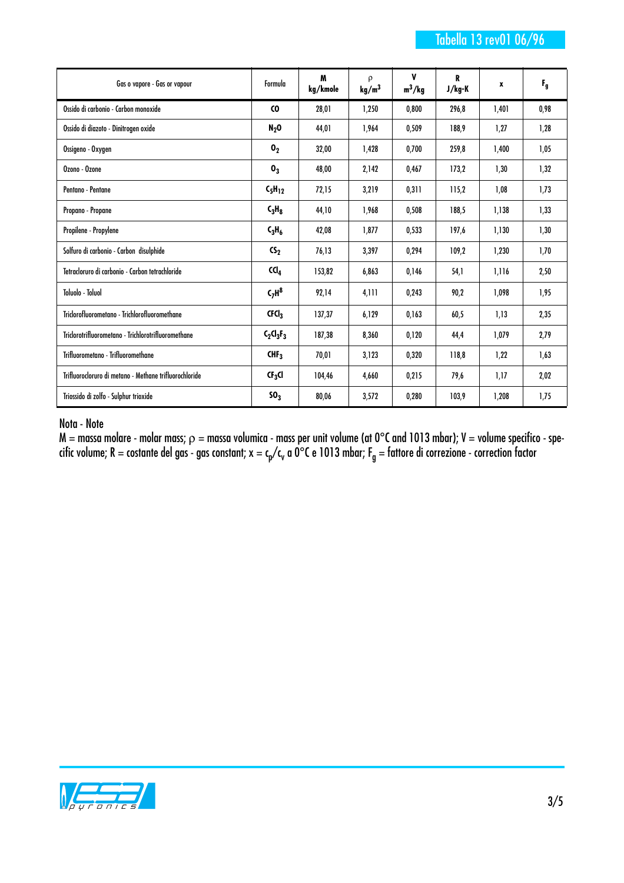Tabella 13 rev01 06/96

| Gas o vapore - Gas or vapour | Formula | M kg/kmole | ρ $kg/m^3$ | V $m^3/kg$ | R J/kg-K | x | $F_g$ |
|---|---|---|---|---|---|---|---|
| Ossido di carbonio - Carbon monoxide | $CO$ | 28,01 | 1,250 | 0,800 | 296,8 | 1,401 | 0,98 |
| Ossido di diazoto - Dinitrogen oxide | $N_2O$ | 44,01 | 1,964 | 0,509 | 188,9 | 1,27 | 1,28 |
| Ossigeno - Oxygen | $O_2$ | 32,00 | 1,428 | 0,700 | 259,8 | 1,400 | 1,05 |
| Ozono - Ozone | $O_3$ | 48,00 | 2,142 | 0,467 | 173,2 | 1,30 | 1,32 |
| Pentano - Pentane | $C_5H_{12}$ | 72,15 | 3,219 | 0,311 | 115,2 | 1,08 | 1,73 |
| Propano - Propane | $C_3H_8$ | 44,10 | 1,968 | 0,508 | 188,5 | 1,138 | 1,33 |
| Propilene - Propylene | $C_3H_6$ | 42,08 | 1,877 | 0,533 | 197,6 | 1,130 | 1,30 |
| Solfuro di carbonio - Carbon disulphide | $CS_2$ | 76,13 | 3,397 | 0,294 | 109,2 | 1,230 | 1,70 |
| Tetracloruro di carbonio - Carbon tetrachloride | $CCl_4$ | 153,82 | 6,863 | 0,146 | 54,1 | 1,116 | 2,50 |
| Toluolo - Toluol | $C_7H^8$ | 92,14 | 4,111 | 0,243 | 90,2 | 1,098 | 1,95 |
| Triclorofluorometano - Trichlorofluoromethane | $CFCl_3$ | 137,37 | 6,129 | 0,163 | 60,5 | 1,13 | 2,35 |
| Triclorotrifluorometano - Trichlorotrifluoromethane | $C_2Cl_3F_3$ | 187,38 | 8,360 | 0,120 | 44,4 | 1,079 | 2,79 |
| Trifluorometano - Trifluoromethane | $CHF_3$ | 70,01 | 3,123 | 0,320 | 118,8 | 1,22 | 1,63 |
| Trifluorocloruro di metano - Methane trifluorochloride | $CF_3Cl$ | 104,46 | 4,660 | 0,215 | 79,6 | 1,17 | 2,02 |
| Triossido di zolfo - Sulphur trioxide | $SO_3$ | 80,06 | 3,572 | 0,280 | 103,9 | 1,208 | 1,75 |

Nota - Note

M = massa molare - molar mass; ρ = massa volumica - mass per unit volume (at 0°C and 1013 mbar); V = volume specifico - specific volume; R = costante del gas - gas constant; x = $c_p/c_v$ a 0°C e 1013 mbar; $F_g$ = fattore di correzione - correction factor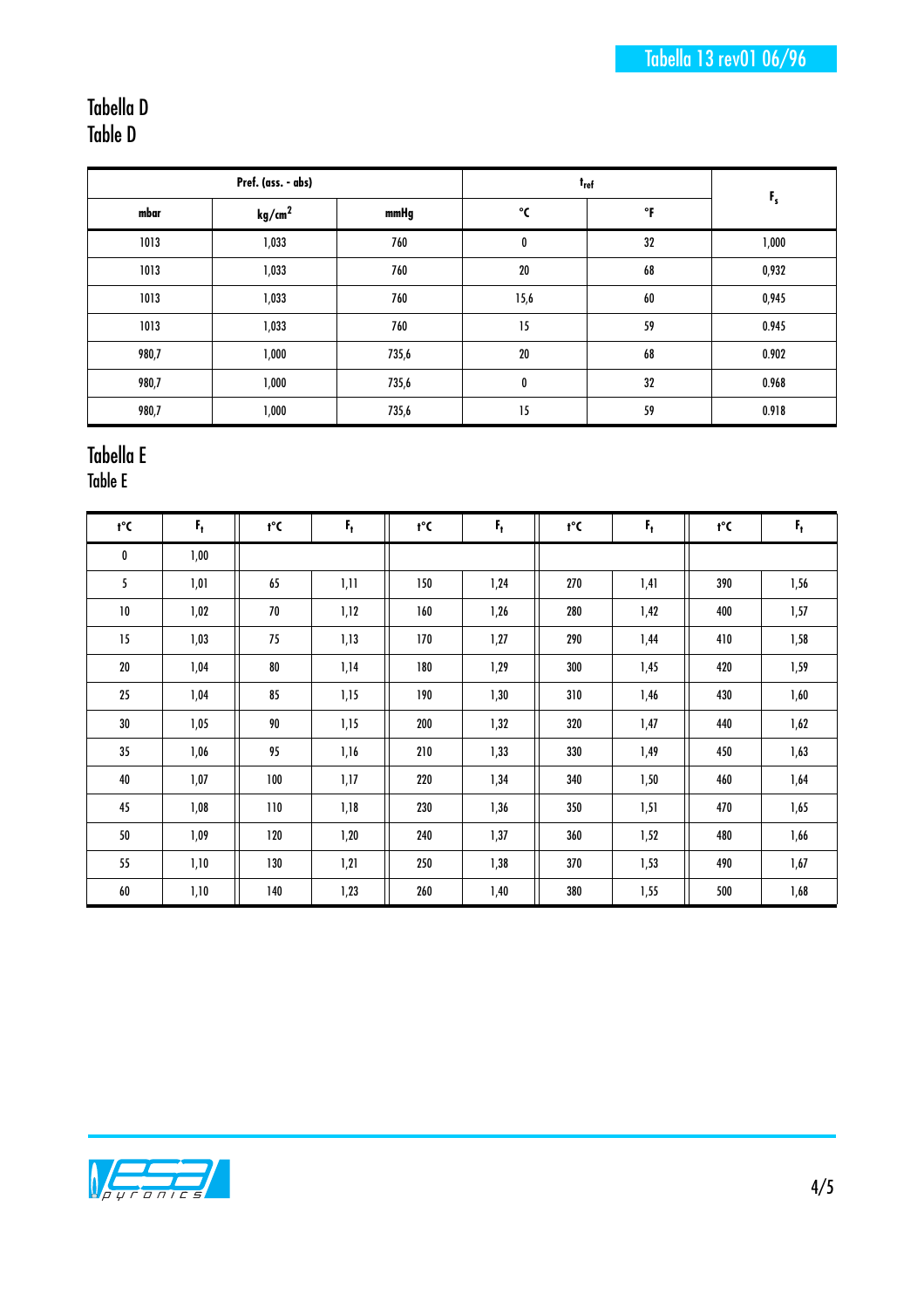## Tabella D
## Table D

| Pref. (ass. - abs) | | | $t_{ref}$ | | $F_s$ |
|---|---|---|---|---|---|
| mbar | kg/cm$^2$ | mmHg | °C | °F | |
| 1013 | 1,033 | 760 | 0 | 32 | 1,000 |
| 1013 | 1,033 | 760 | 20 | 68 | 0,932 |
| 1013 | 1,033 | 760 | 15,6 | 60 | 0,945 |
| 1013 | 1,033 | 760 | 15 | 59 | 0.945 |
| 980,7 | 1,000 | 735,6 | 20 | 68 | 0.902 |
| 980,7 | 1,000 | 735,6 | 0 | 32 | 0.968 |
| 980,7 | 1,000 | 735,6 | 15 | 59 | 0.918 |

## Tabella E
## Table E

| t°C | $F_t$ | t°C | $F_t$ | t°C | $F_t$ | t°C | $F_t$ | t°C | $F_t$ |
|---|---|---|---|---|---|---|---|---|---|
| 0 | 1,00 | | | | | | | | |
| 5 | 1,01 | 65 | 1,11 | 150 | 1,24 | 270 | 1,41 | 390 | 1,56 |
| 10 | 1,02 | 70 | 1,12 | 160 | 1,26 | 280 | 1,42 | 400 | 1,57 |
| 15 | 1,03 | 75 | 1,13 | 170 | 1,27 | 290 | 1,44 | 410 | 1,58 |
| 20 | 1,04 | 80 | 1,14 | 180 | 1,29 | 300 | 1,45 | 420 | 1,59 |
| 25 | 1,04 | 85 | 1,15 | 190 | 1,30 | 310 | 1,46 | 430 | 1,60 |
| 30 | 1,05 | 90 | 1,15 | 200 | 1,32 | 320 | 1,47 | 440 | 1,62 |
| 35 | 1,06 | 95 | 1,16 | 210 | 1,33 | 330 | 1,49 | 450 | 1,63 |
| 40 | 1,07 | 100 | 1,17 | 220 | 1,34 | 340 | 1,50 | 460 | 1,64 |
| 45 | 1,08 | 110 | 1,18 | 230 | 1,36 | 350 | 1,51 | 470 | 1,65 |
| 50 | 1,09 | 120 | 1,20 | 240 | 1,37 | 360 | 1,52 | 480 | 1,66 |
| 55 | 1,10 | 130 | 1,21 | 250 | 1,38 | 370 | 1,53 | 490 | 1,67 |
| 60 | 1,10 | 140 | 1,23 | 260 | 1,40 | 380 | 1,55 | 500 | 1,68 |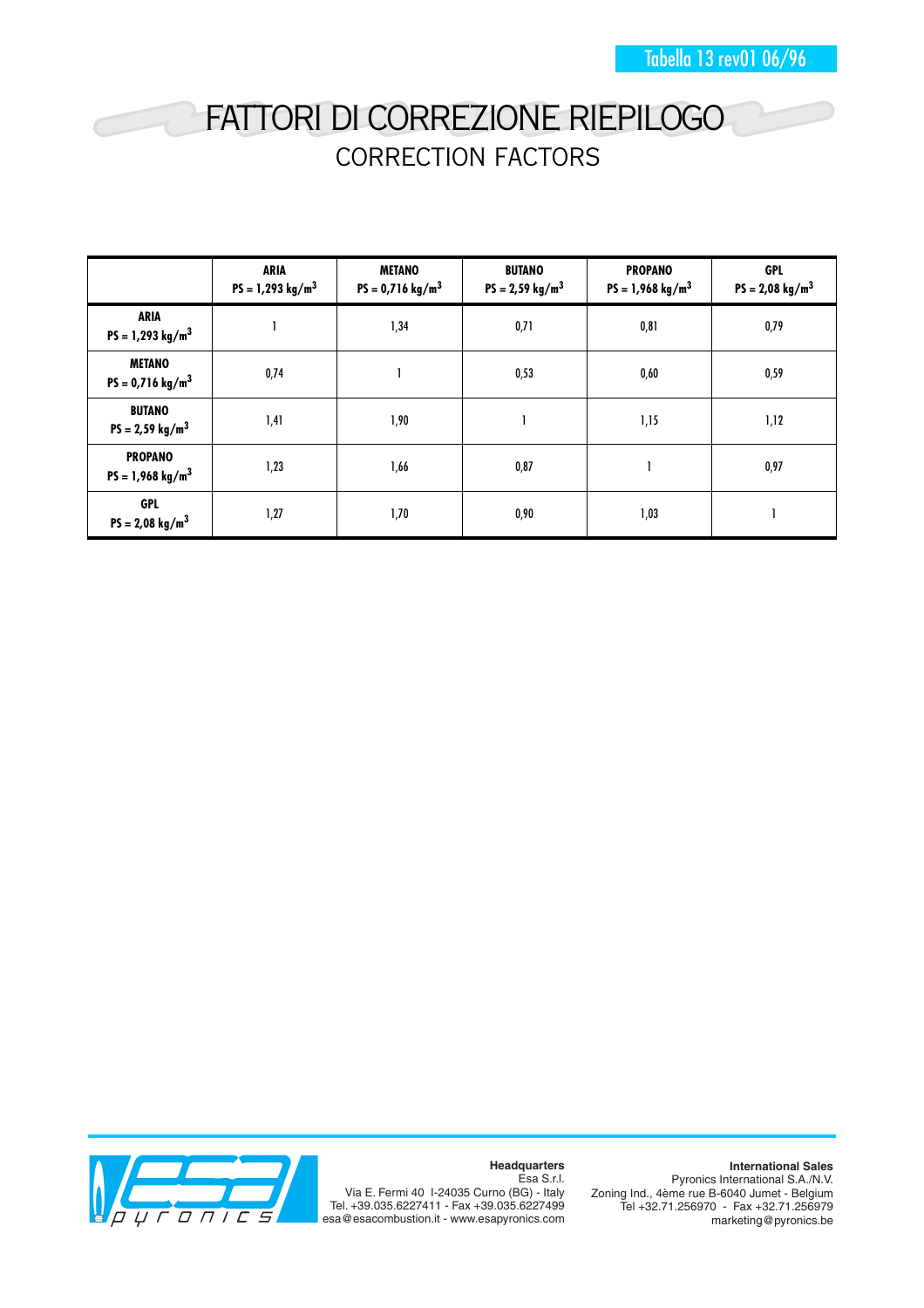Tabella 13 rev01 06/96

# FATTORI DI CORREZIONE RIEPILOGO

## CORRECTION FACTORS

| | **ARIA** PS = 1,293 kg/m$^3$ | **METANO** PS = 0,716 kg/m$^3$ | **BUTANO** PS = 2,59 kg/m$^3$ | **PROPANO** PS = 1,968 kg/m$^3$ | **GPL** PS = 2,08 kg/m$^3$ |
|---|---|---|---|---|---|
| **ARIA** PS = 1,293 kg/m$^3$ | 1 | 1,34 | 0,71 | 0,81 | 0,79 |
| **METANO** PS = 0,716 kg/m$^3$ | 0,74 | 1 | 0,53 | 0,60 | 0,59 |
| **BUTANO** PS = 2,59 kg/m$^3$ | 1,41 | 1,90 | 1 | 1,15 | 1,12 |
| **PROPANO** PS = 1,968 kg/m$^3$ | 1,23 | 1,66 | 0,87 | 1 | 0,97 |
| **GPL** PS = 2,08 kg/m$^3$ | 1,27 | 1,70 | 0,90 | 1,03 | 1 |

**Headquarters**
Esa S.r.l.
Via E. Fermi 40 I-24035 Curno (BG) - Italy
Tel. +39.035.6227411 - Fax +39.035.6227499
esa@esacombustion.it - www.esapyronics.com

**International Sales**
Pyronics International S.A./N.V.
Zoning Ind., 4ème rue B-6040 Jumet - Belgium
Tel +32.71.256970 - Fax +32.71.256979
marketing@pyronics.be